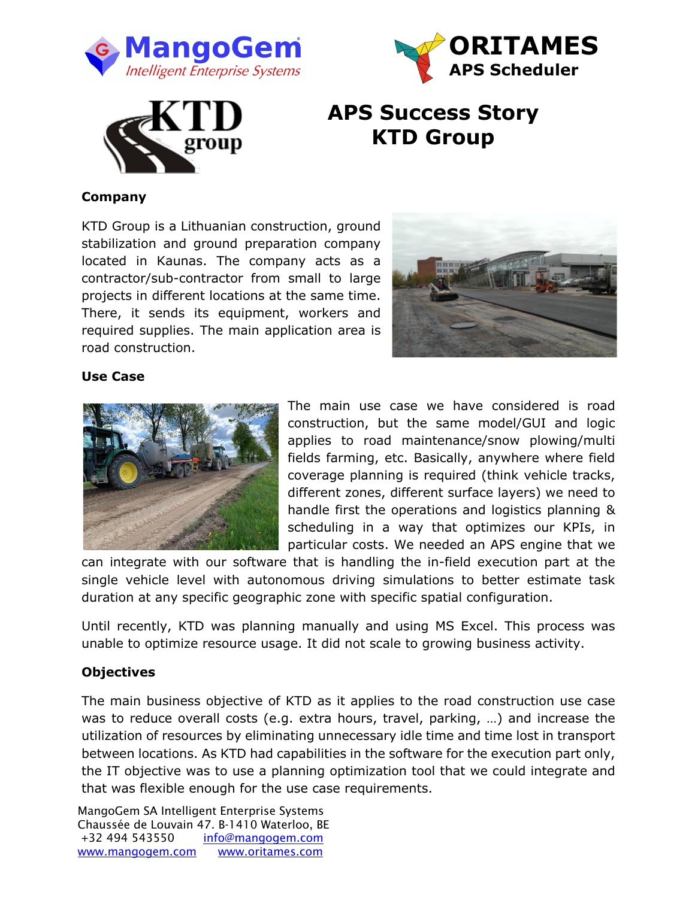# APS Success Story KTD Group

## Company

KTD Group is a Lithuanian construction, ground stabilization and ground preparation company located in Kaunas. The company acts as a contractor/sub-contractor from small to large projects in different locations at the same time. There, it sends its equipment, workers and required supplies. The main application area is road construction.

## Use Case

The main use case we have considered is road construction, but the same model/GUI and logic applies to road maintenance/snow plowing/multi fields farming, etc. Basically, anywhere where field coverage planning is required (think vehicle tracks, different zones, different surface layers) we need to handle first the operations and logistics planning & scheduling in a way that optimizes our KPIs, in particular costs. We needed an APS engine that we can integrate with our software that is handling the in-field execution part at the single vehicle level with autonomous driving simulations to better estimate task duration at any specific geographic zone with specific spatial configuration.

Until recently, KTD was planning manually and using MS Excel. This process was unable to optimize resource usage. It did not scale to growing business activity.

## Objectives

The main business objective of KTD as it applies to the road construction use case was to reduce overall costs (e.g. extra hours, travel, parking, …) and increase the utilization of resources by eliminating unnecessary idle time and time lost in transport between locations. As KTD had capabilities in the software for the execution part only, the IT objective was to use a planning optimization tool that we could integrate and that was flexible enough for the use case requirements.

MangoGem SA Intelligent Enterprise Systems
Chaussée de Louvain 47. B-1410 Waterloo, BE
+32 494 543550 info@mangogem.com
www.mangogem.com www.oritames.com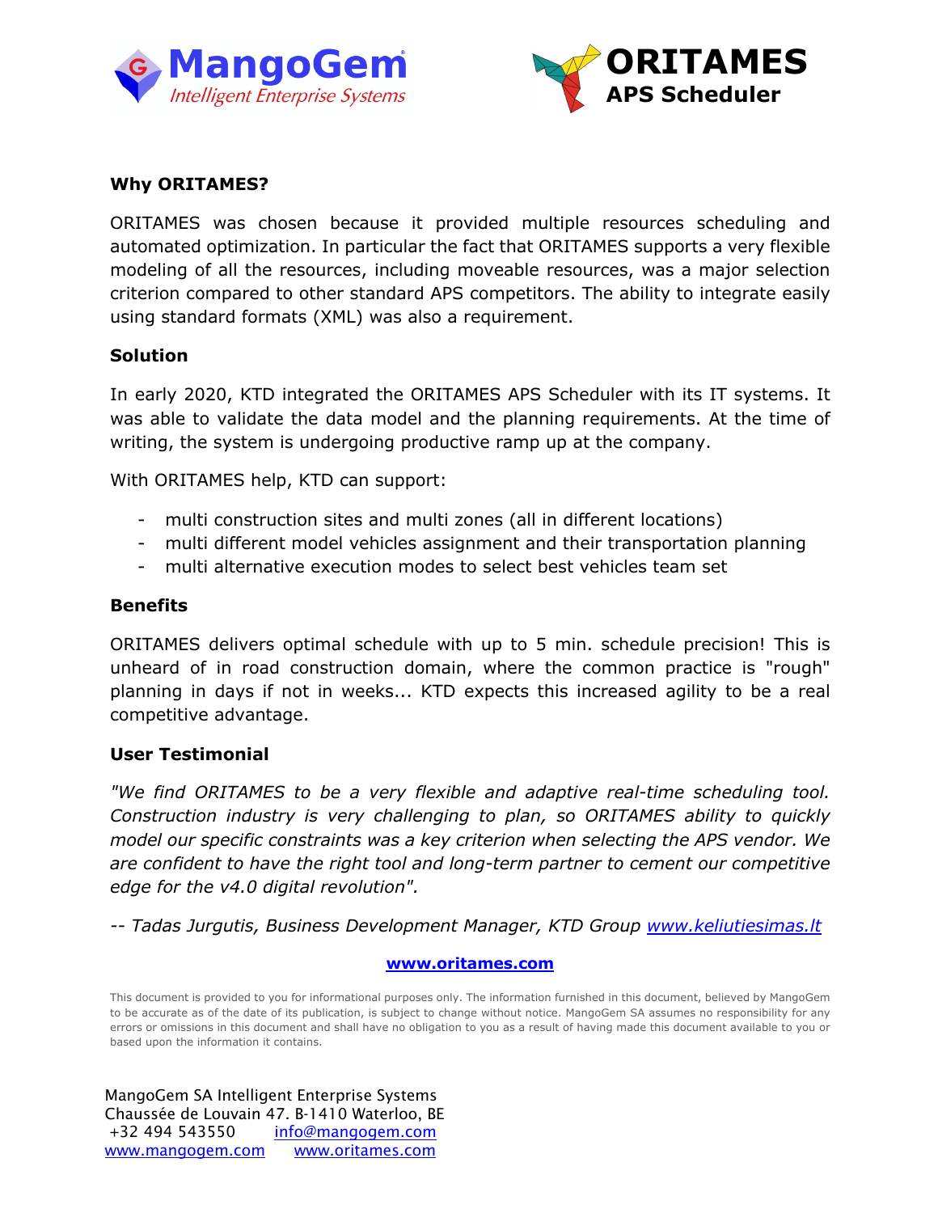## Why ORITAMES?

ORITAMES was chosen because it provided multiple resources scheduling and automated optimization. In particular the fact that ORITAMES supports a very flexible modeling of all the resources, including moveable resources, was a major selection criterion compared to other standard APS competitors. The ability to integrate easily using standard formats (XML) was also a requirement.

## Solution

In early 2020, KTD integrated the ORITAMES APS Scheduler with its IT systems. It was able to validate the data model and the planning requirements. At the time of writing, the system is undergoing productive ramp up at the company.

With ORITAMES help, KTD can support:

- multi construction sites and multi zones (all in different locations)
- multi different model vehicles assignment and their transportation planning
- multi alternative execution modes to select best vehicles team set

## Benefits

ORITAMES delivers optimal schedule with up to 5 min. schedule precision! This is unheard of in road construction domain, where the common practice is "rough" planning in days if not in weeks... KTD expects this increased agility to be a real competitive advantage.

## User Testimonial

*"We find ORITAMES to be a very flexible and adaptive real-time scheduling tool. Construction industry is very challenging to plan, so ORITAMES ability to quickly model our specific constraints was a key criterion when selecting the APS vendor. We are confident to have the right tool and long-term partner to cement our competitive edge for the v4.0 digital revolution".*

*-- Tadas Jurgutis, Business Development Manager, KTD Group [www.keliutiesimas.lt](www.keliutiesimas.lt)*

**[www.oritames.com](www.oritames.com)**

This document is provided to you for informational purposes only. The information furnished in this document, believed by MangoGem to be accurate as of the date of its publication, is subject to change without notice. MangoGem SA assumes no responsibility for any errors or omissions in this document and shall have no obligation to you as a result of having made this document available to you or based upon the information it contains.

MangoGem SA Intelligent Enterprise Systems
Chaussée de Louvain 47. B-1410 Waterloo, BE
+32 494 543550 [info@mangogem.com](mailto:info@mangogem.com)
[www.mangogem.com](www.mangogem.com) [www.oritames.com](www.oritames.com)